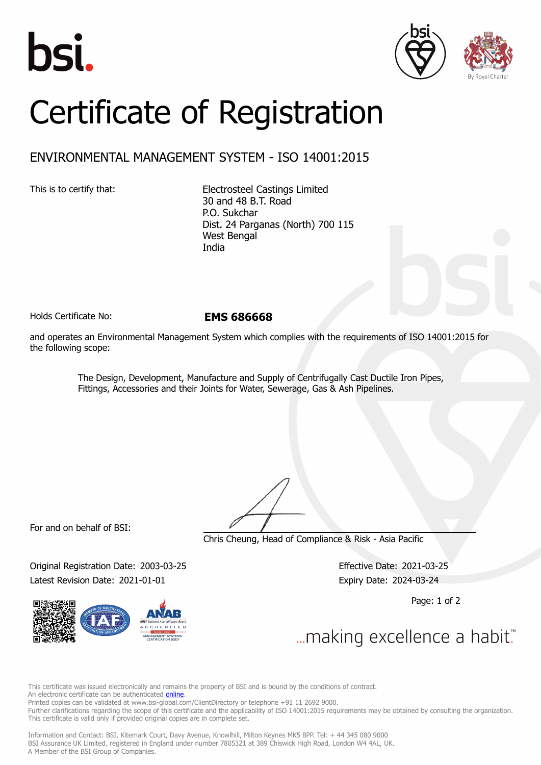bsi.

By Royal Charter

# Certificate of Registration

## ENVIRONMENTAL MANAGEMENT SYSTEM - ISO 14001:2015

This is to certify that:

Electrosteel Castings Limited
30 and 48 B.T. Road
P.O. Sukchar
Dist. 24 Parganas (North) 700 115
West Bengal
India

Holds Certificate No: **EMS 686668**

and operates an Environmental Management System which complies with the requirements of ISO 14001:2015 for the following scope:

The Design, Development, Manufacture and Supply of Centrifugally Cast Ductile Iron Pipes, Fittings, Accessories and their Joints for Water, Sewerage, Gas & Ash Pipelines.

For and on behalf of BSI:

Chris Cheung, Head of Compliance & Risk - Asia Pacific

Original Registration Date: 2003-03-25
Latest Revision Date: 2021-01-01

Effective Date: 2021-03-25
Expiry Date: 2024-03-24

...making excellence a habit.™

This certificate was issued electronically and remains the property of BSI and is bound by the conditions of contract.
An electronic certificate can be authenticated online.
Printed copies can be validated at www.bsi-global.com/ClientDirectory or telephone +91 11 2692 9000.
Further clarifications regarding the scope of this certificate and the applicability of ISO 14001:2015 requirements may be obtained by consulting the organization.
This certificate is valid only if provided original copies are in complete set.

Information and Contact: BSI, Kitemark Court, Davy Avenue, Knowlhill, Milton Keynes MK5 8PP. Tel: + 44 345 080 9000
BSI Assurance UK Limited, registered in England under number 7805321 at 389 Chiswick High Road, London W4 4AL, UK.
A Member of the BSI Group of Companies.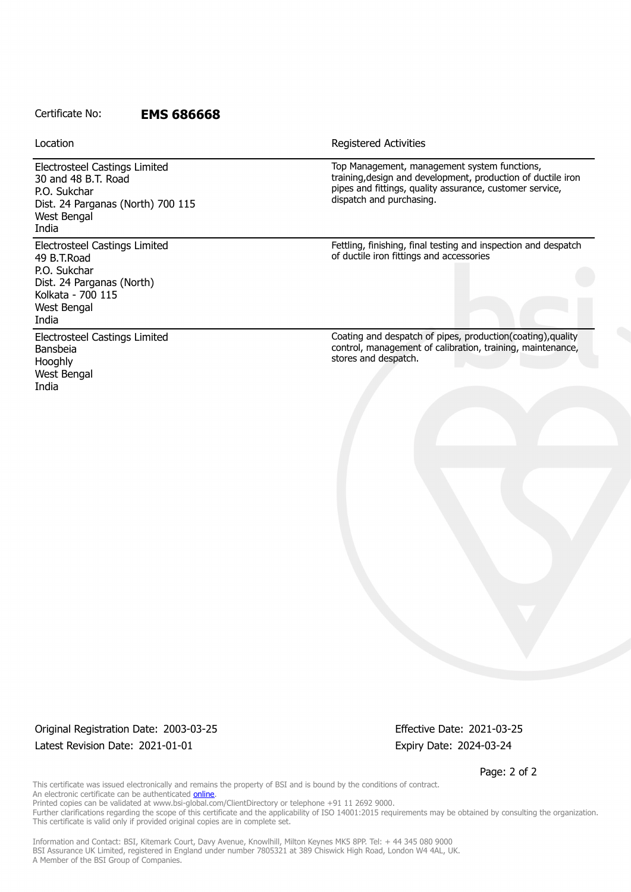Certificate No: **EMS 686668**

| Location | Registered Activities |
| --- | --- |
| Electrosteel Castings Limited<br>30 and 48 B.T. Road<br>P.O. Sukchar<br>Dist. 24 Parganas (North) 700 115<br>West Bengal<br>India | Top Management, management system functions, training,design and development, production of ductile iron pipes and fittings, quality assurance, customer service, dispatch and purchasing. |
| Electrosteel Castings Limited<br>49 B.T.Road<br>P.O. Sukchar<br>Dist. 24 Parganas (North)<br>Kolkata - 700 115<br>West Bengal<br>India | Fettling, finishing, final testing and inspection and despatch of ductile iron fittings and accessories |
| Electrosteel Castings Limited<br>Bansbeia<br>Hooghly<br>West Bengal<br>India | Coating and despatch of pipes, production(coating),quality control, management of calibration, training, maintenance, stores and despatch. |

Original Registration Date: 2003-03-25

Latest Revision Date: 2021-01-01

Effective Date: 2021-03-25

Expiry Date: 2024-03-24

This certificate was issued electronically and remains the property of BSI and is bound by the conditions of contract.
An electronic certificate can be authenticated online.
Printed copies can be validated at www.bsi-global.com/ClientDirectory or telephone +91 11 2692 9000.
Further clarifications regarding the scope of this certificate and the applicability of ISO 14001:2015 requirements may be obtained by consulting the organization.
This certificate is valid only if provided original copies are in complete set.

Information and Contact: BSI, Kitemark Court, Davy Avenue, Knowlhill, Milton Keynes MK5 8PP. Tel: + 44 345 080 9000
BSI Assurance UK Limited, registered in England under number 7805321 at 389 Chiswick High Road, London W4 4AL, UK.
A Member of the BSI Group of Companies.